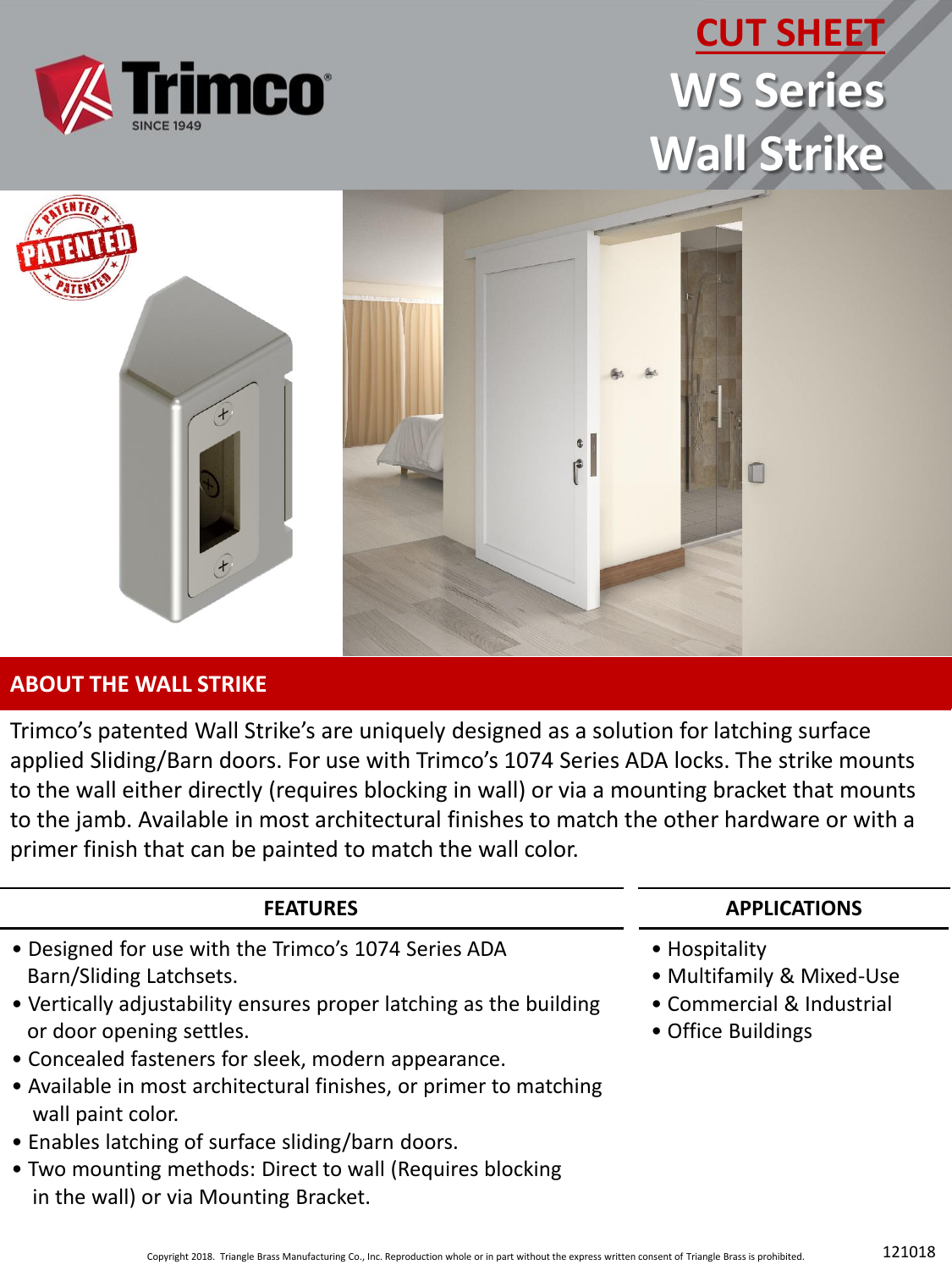Trimco® SINCE 1949

# CUT SHEET

# WS Series Wall Strike

## ABOUT THE WALL STRIKE

Trimco's patented Wall Strike's are uniquely designed as a solution for latching surface applied Sliding/Barn doors. For use with Trimco's 1074 Series ADA locks. The strike mounts to the wall either directly (requires blocking in wall) or via a mounting bracket that mounts to the jamb. Available in most architectural finishes to match the other hardware or with a primer finish that can be painted to match the wall color.

### FEATURES

- Designed for use with the Trimco's 1074 Series ADA Barn/Sliding Latchsets.
- Vertically adjustability ensures proper latching as the building or door opening settles.
- Concealed fasteners for sleek, modern appearance.
- Available in most architectural finishes, or primer to matching wall paint color.
- Enables latching of surface sliding/barn doors.
- Two mounting methods: Direct to wall (Requires blocking in the wall) or via Mounting Bracket.

### APPLICATIONS

- Hospitality
- Multifamily & Mixed-Use
- Commercial & Industrial
- Office Buildings

Copyright 2018. Triangle Brass Manufacturing Co., Inc. Reproduction whole or in part without the express written consent of Triangle Brass is prohibited.

121018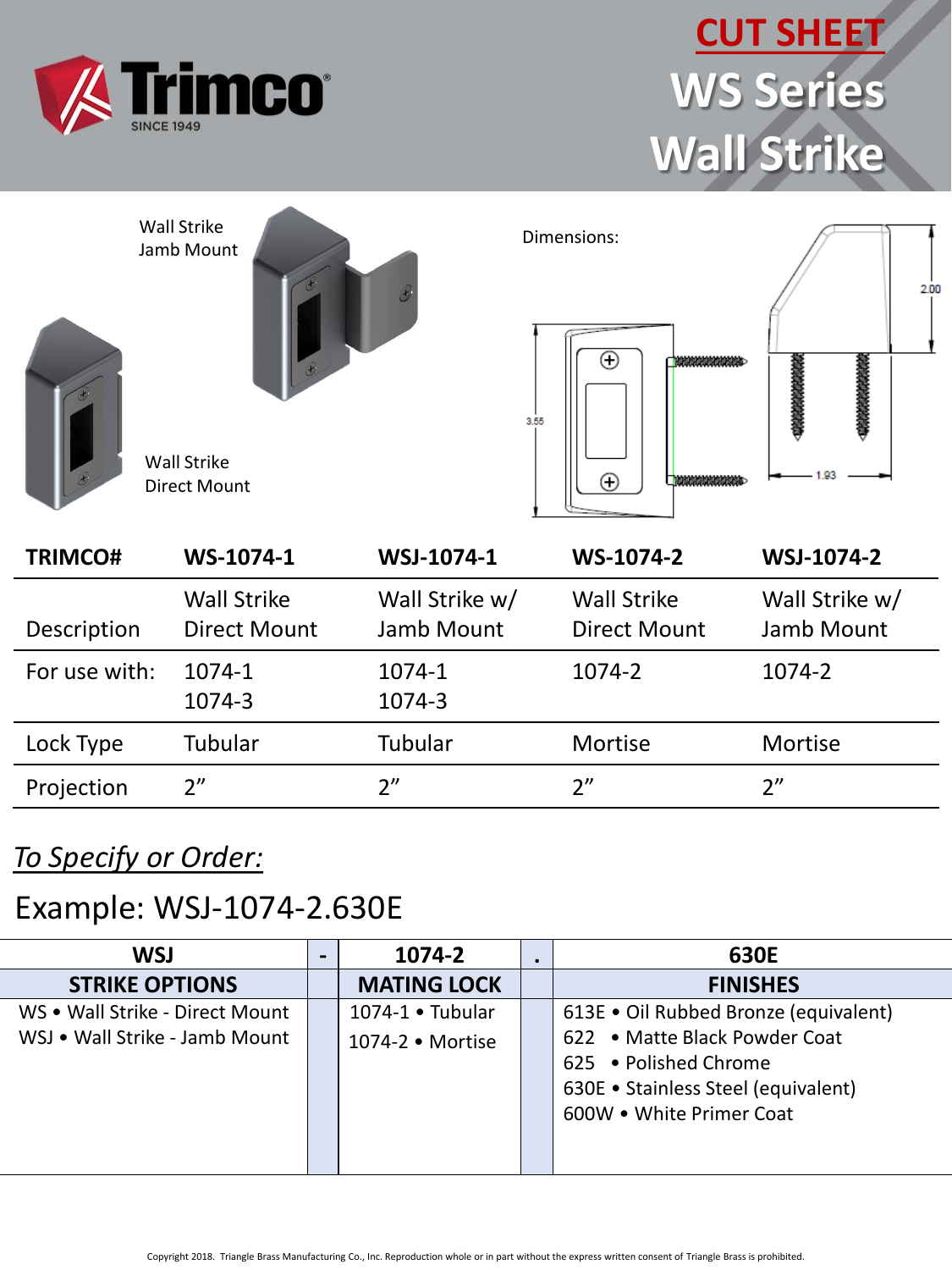# CUT SHEET

# WS Series Wall Strike

Wall Strike Jamb Mount

Wall Strike Direct Mount

Dimensions:

2.00

3.55

1.93

| TRIMCO# | WS-1074-1 | WSJ-1074-1 | WS-1074-2 | WSJ-1074-2 |
|---|---|---|---|---|
| Description | Wall Strike Direct Mount | Wall Strike w/ Jamb Mount | Wall Strike Direct Mount | Wall Strike w/ Jamb Mount |
| For use with: | 1074-1<br>1074-3 | 1074-1<br>1074-3 | 1074-2 | 1074-2 |
| Lock Type | Tubular | Tubular | Mortise | Mortise |
| Projection | 2” | 2” | 2” | 2” |

## *To Specify or Order:*

Example: WSJ-1074-2.630E

| WSJ | - | 1074-2 | . | 630E |
|---|---|---|---|---|
| **STRIKE OPTIONS** | | **MATING LOCK** | | **FINISHES** |
| WS • Wall Strike - Direct Mount<br>WSJ • Wall Strike - Jamb Mount | | 1074-1 • Tubular<br>1074-2 • Mortise | | 613E • Oil Rubbed Bronze (equivalent)<br>622 • Matte Black Powder Coat<br>625 • Polished Chrome<br>630E • Stainless Steel (equivalent)<br>600W • White Primer Coat |

Copyright 2018. Triangle Brass Manufacturing Co., Inc. Reproduction whole or in part without the express written consent of Triangle Brass is prohibited.